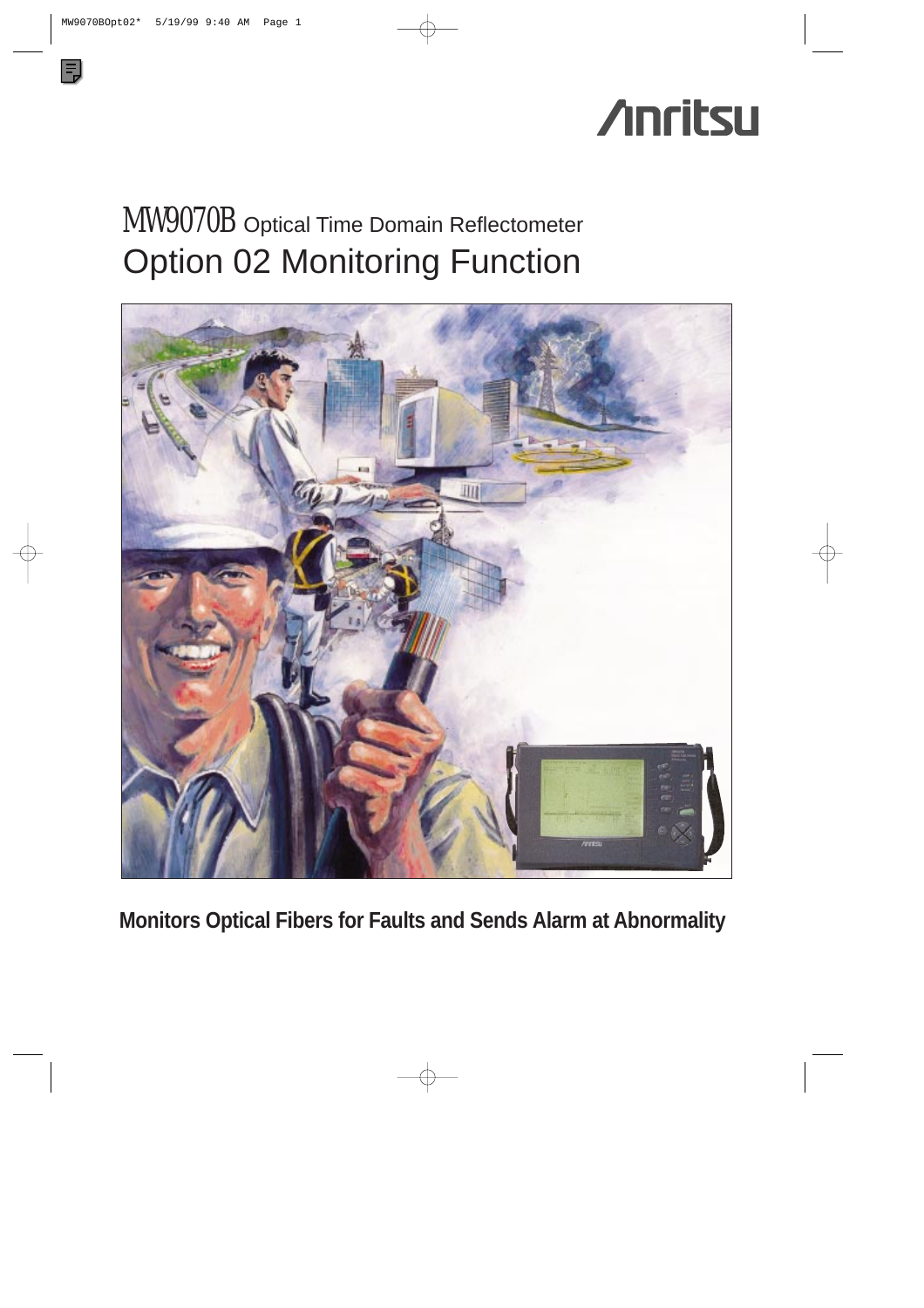Anritsu

# MW9070B Optical Time Domain Reflectometer
# Option 02 Monitoring Function

**Monitors Optical Fibers for Faults and Sends Alarm at Abnormality**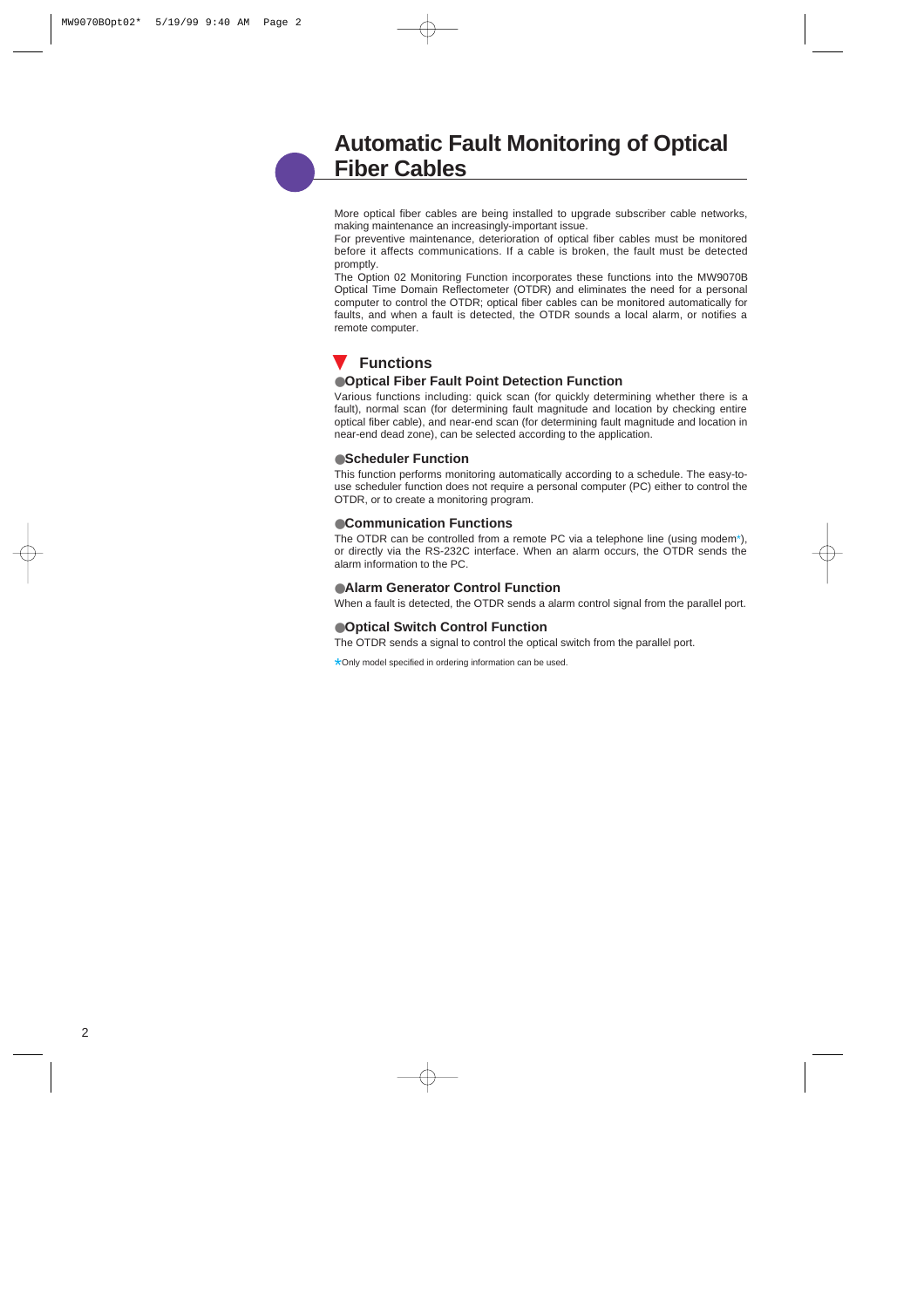# Automatic Fault Monitoring of Optical Fiber Cables

More optical fiber cables are being installed to upgrade subscriber cable networks, making maintenance an increasingly-important issue.

For preventive maintenance, deterioration of optical fiber cables must be monitored before it affects communications. If a cable is broken, the fault must be detected promptly.

The Option 02 Monitoring Function incorporates these functions into the MW9070B Optical Time Domain Reflectometer (OTDR) and eliminates the need for a personal computer to control the OTDR; optical fiber cables can be monitored automatically for faults, and when a fault is detected, the OTDR sounds a local alarm, or notifies a remote computer.

## Functions

### Optical Fiber Fault Point Detection Function

Various functions including: quick scan (for quickly determining whether there is a fault), normal scan (for determining fault magnitude and location by checking entire optical fiber cable), and near-end scan (for determining fault magnitude and location in near-end dead zone), can be selected according to the application.

### Scheduler Function

This function performs monitoring automatically according to a schedule. The easy-to-use scheduler function does not require a personal computer (PC) either to control the OTDR, or to create a monitoring program.

### Communication Functions

The OTDR can be controlled from a remote PC via a telephone line (using modem*), or directly via the RS-232C interface. When an alarm occurs, the OTDR sends the alarm information to the PC.

### Alarm Generator Control Function

When a fault is detected, the OTDR sends a alarm control signal from the parallel port.

### Optical Switch Control Function

The OTDR sends a signal to control the optical switch from the parallel port.

*Only model specified in ordering information can be used.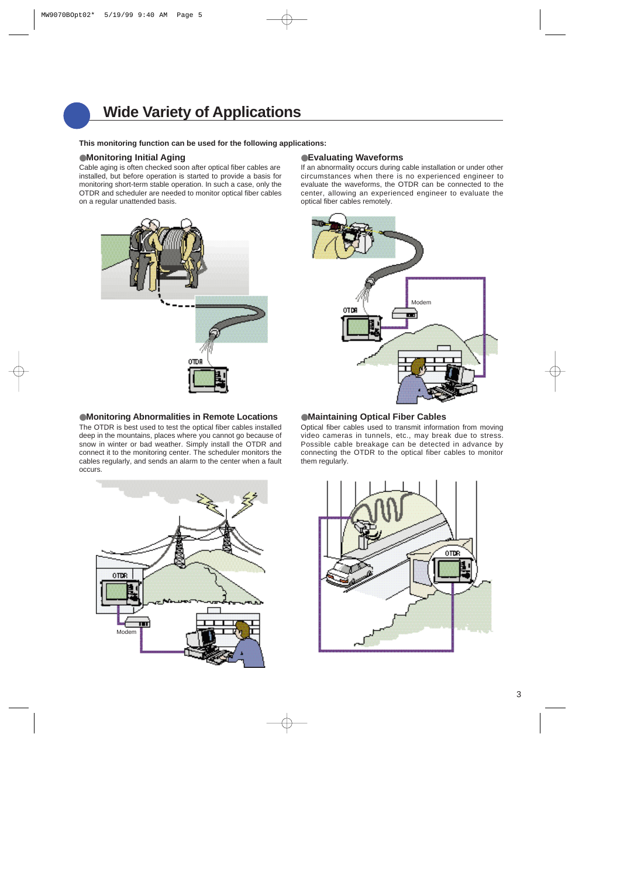## Wide Variety of Applications

**This monitoring function can be used for the following applications:**

### ●Monitoring Initial Aging

Cable aging is often checked soon after optical fiber cables are installed, but before operation is started to provide a basis for monitoring short-term stable operation. In such a case, only the OTDR and scheduler are needed to monitor optical fiber cables on a regular unattended basis.

### ●Evaluating Waveforms

If an abnormality occurs during cable installation or under other circumstances when there is no experienced engineer to evaluate the waveforms, the OTDR can be connected to the center, allowing an experienced engineer to evaluate the optical fiber cables remotely.

### ●Monitoring Abnormalities in Remote Locations

The OTDR is best used to test the optical fiber cables installed deep in the mountains, places where you cannot go because of snow in winter or bad weather. Simply install the OTDR and connect it to the monitoring center. The scheduler monitors the cables regularly, and sends an alarm to the center when a fault occurs.

### ●Maintaining Optical Fiber Cables

Optical fiber cables used to transmit information from moving video cameras in tunnels, etc., may break due to stress. Possible cable breakage can be detected in advance by connecting the OTDR to the optical fiber cables to monitor them regularly.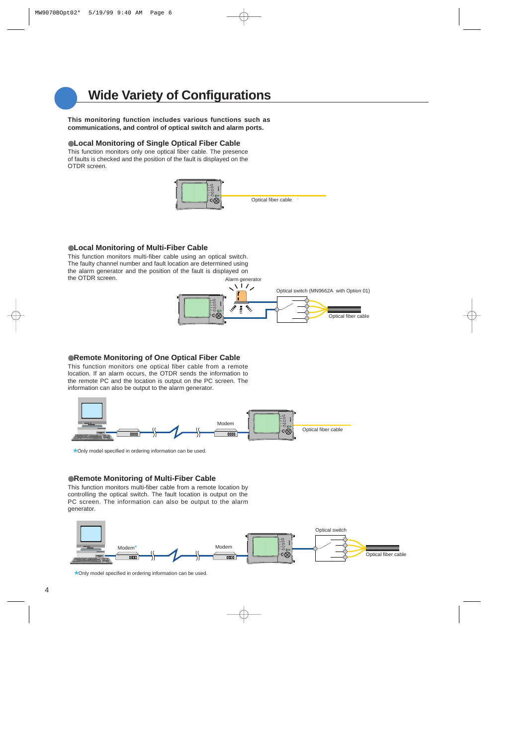# Wide Variety of Configurations

**This monitoring function includes various functions such as communications, and control of optical switch and alarm ports.**

## ●Local Monitoring of Single Optical Fiber Cable

This function monitors only one optical fiber cable. The presence of faults is checked and the position of the fault is displayed on the OTDR screen.

Optical fiber cable

## ●Local Monitoring of Multi-Fiber Cable

This function monitors multi-fiber cable using an optical switch. The faulty channel number and fault location are determined using the alarm generator and the position of the fault is displayed on the OTDR screen.

Alarm generator

Optical switch (MN9662A with Option 01)

Optical fiber cable

## ●Remote Monitoring of One Optical Fiber Cable

This function monitors one optical fiber cable from a remote location. If an alarm occurs, the OTDR sends the information to the remote PC and the location is output on the PC screen. The information can also be output to the alarm generator.

Modem

Optical fiber cable

*Only model specified in ordering information can be used.

## ●Remote Monitoring of Multi-Fiber Cable

This function monitors multi-fiber cable from a remote location by controlling the optical switch. The fault location is output on the PC screen. The information can also be output to the alarm generator.

Modem*

Modem

Optical switch

Optical fiber cable

*Only model specified in ordering information can be used.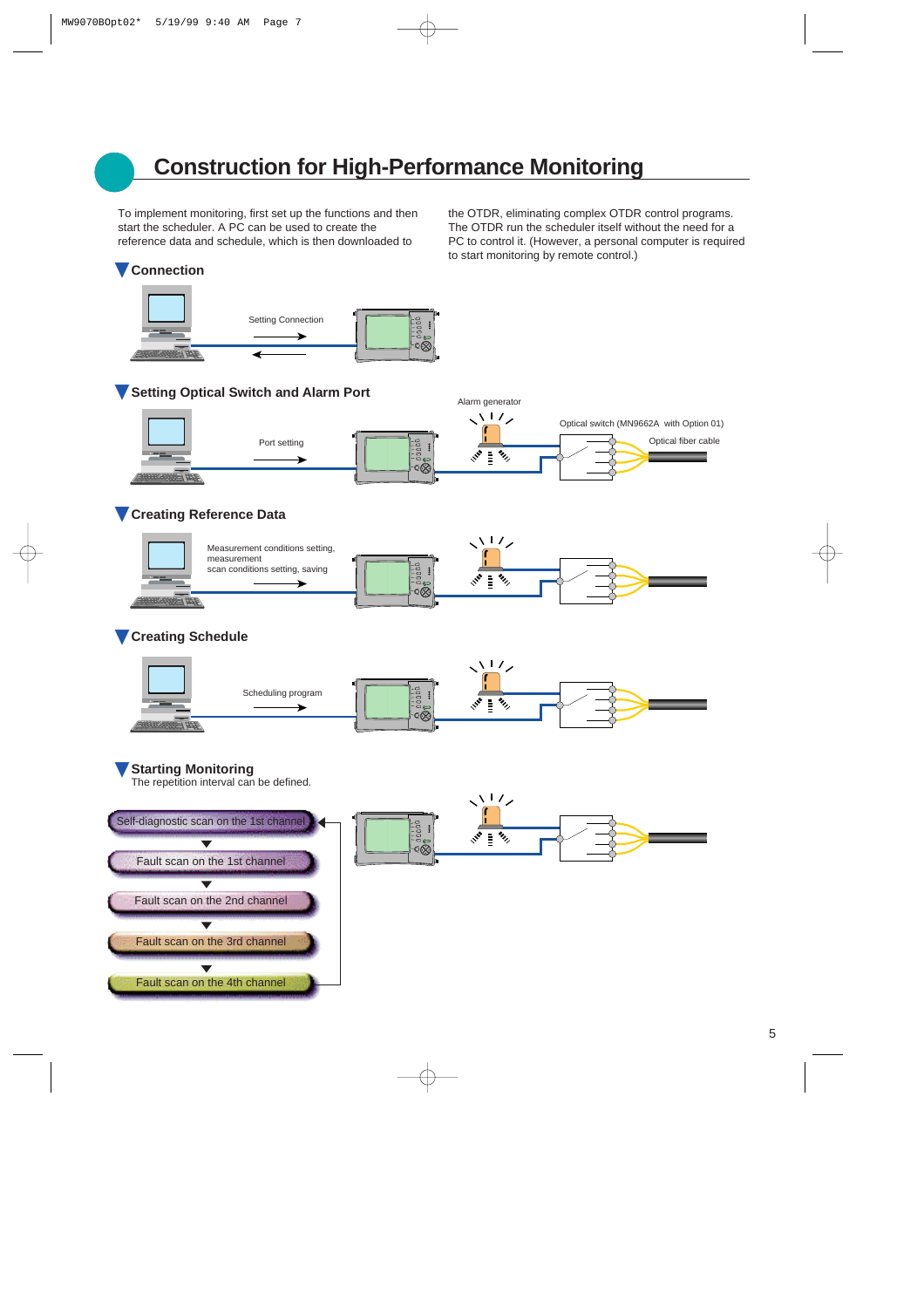# Construction for High-Performance Monitoring

To implement monitoring, first set up the functions and then start the scheduler. A PC can be used to create the reference data and schedule, which is then downloaded to the OTDR, eliminating complex OTDR control programs. The OTDR run the scheduler itself without the need for a PC to control it. (However, a personal computer is required to start monitoring by remote control.)

### Connection

Setting Connection

### Setting Optical Switch and Alarm Port

Port setting

Alarm generator

Optical switch (MN9662A with Option 01)

Optical fiber cable

### Creating Reference Data

Measurement conditions setting, measurement scan conditions setting, saving

### Creating Schedule

Scheduling program

### Starting Monitoring

The repetition interval can be defined.

- Self-diagnostic scan on the 1st channel
- Fault scan on the 1st channel
- Fault scan on the 2nd channel
- Fault scan on the 3rd channel
- Fault scan on the 4th channel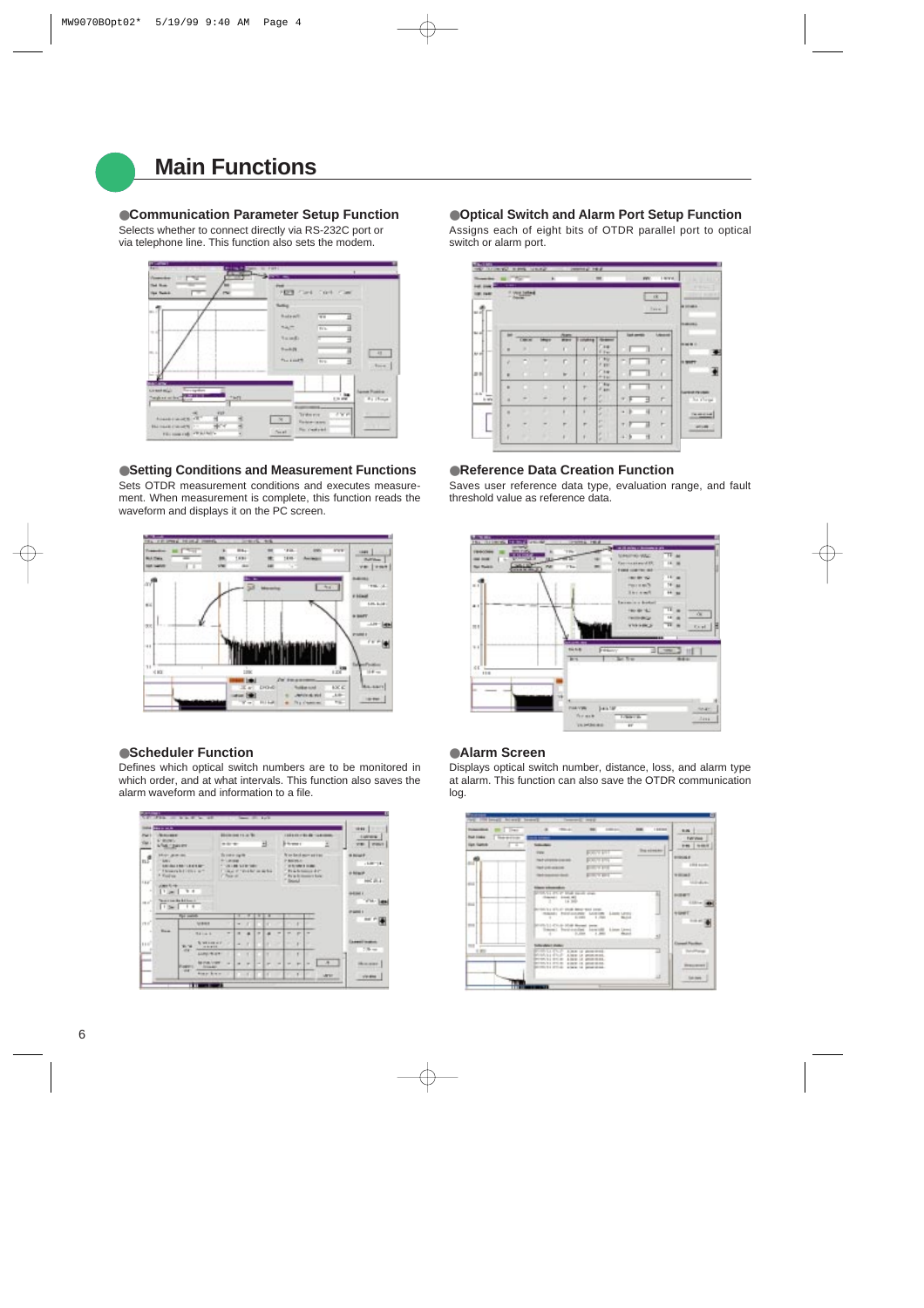# Main Functions

## ●Communication Parameter Setup Function

Selects whether to connect directly via RS-232C port or via telephone line. This function also sets the modem.

## ●Optical Switch and Alarm Port Setup Function

Assigns each of eight bits of OTDR parallel port to optical switch or alarm port.

## ●Setting Conditions and Measurement Functions

Sets OTDR measurement conditions and executes measurement. When measurement is complete, this function reads the waveform and displays it on the PC screen.

## ●Reference Data Creation Function

Saves user reference data type, evaluation range, and fault threshold value as reference data.

## ●Scheduler Function

Defines which optical switch numbers are to be monitored in which order, and at what intervals. This function also saves the alarm waveform and information to a file.

## ●Alarm Screen

Displays optical switch number, distance, loss, and alarm type at alarm. This function can also save the OTDR communication log.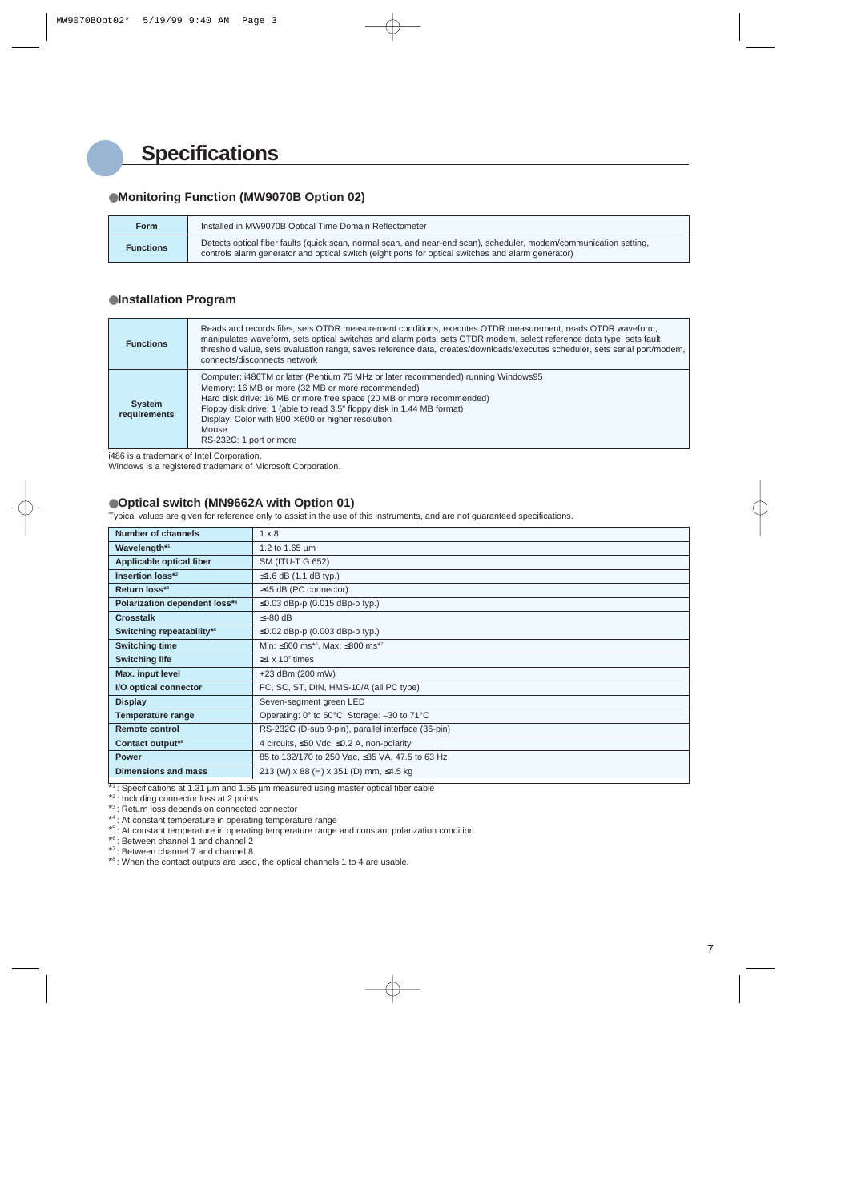# Specifications

## ●Monitoring Function (MW9070B Option 02)

| Form | Installed in MW9070B Optical Time Domain Reflectometer |
|---|---|
| Functions | Detects optical fiber faults (quick scan, normal scan, and near-end scan), scheduler, modem/communication setting, controls alarm generator and optical switch (eight ports for optical switches and alarm generator) |

## ●Installation Program

| Functions | Reads and records files, sets OTDR measurement conditions, executes OTDR measurement, reads OTDR waveform, manipulates waveform, sets optical switches and alarm ports, sets OTDR modem, select reference data type, sets fault threshold value, sets evaluation range, saves reference data, creates/downloads/executes scheduler, sets serial port/modem, connects/disconnects network |
|---|---|
| System requirements | Computer: i486TM or later (Pentium 75 MHz or later recommended) running Windows95<br>Memory: 16 MB or more (32 MB or more recommended)<br>Hard disk drive: 16 MB or more free space (20 MB or more recommended)<br>Floppy disk drive: 1 (able to read 3.5" floppy disk in 1.44 MB format)<br>Display: Color with 800 × 600 or higher resolution<br>Mouse<br>RS-232C: 1 port or more |

i486 is a trademark of Intel Corporation.
Windows is a registered trademark of Microsoft Corporation.

## ●Optical switch (MN9662A with Option 01)

Typical values are given for reference only to assist in the use of this instruments, and are not guaranteed specifications.

| Number of channels | 1 x 8 |
|---|---|
| Wavelength*1 | 1.2 to 1.65 µm |
| Applicable optical fiber | SM (ITU-T G.652) |
| Insertion loss*2 | ≤1.6 dB (1.1 dB typ.) |
| Return loss*3 | ≥45 dB (PC connector) |
| Polarization dependent loss*4 | ≤0.03 dBp-p (0.015 dBp-p typ.) |
| Crosstalk | ≤–80 dB |
| Switching repeatability*5 | ≤0.02 dBp-p (0.003 dBp-p typ.) |
| Switching time | Min: ≤600 ms*6, Max: ≤800 ms*7 |
| Switching life | ≥1 x $10^7$ times |
| Max. input level | +23 dBm (200 mW) |
| I/O optical connector | FC, SC, ST, DIN, HMS-10/A (all PC type) |
| Display | Seven-segment green LED |
| Temperature range | Operating: 0° to 50°C, Storage: –30 to 71°C |
| Remote control | RS-232C (D-sub 9-pin), parallel interface (36-pin) |
| Contact output*8 | 4 circuits, ≤50 Vdc, ≤0.2 A, non-polarity |
| Power | 85 to 132/170 to 250 Vac, ≤35 VA, 47.5 to 63 Hz |
| Dimensions and mass | 213 (W) x 88 (H) x 351 (D) mm, ≤4.5 kg |

*1: Specifications at 1.31 µm and 1.55 µm measured using master optical fiber cable
*2: Including connector loss at 2 points
*3: Return loss depends on connected connector
*4: At constant temperature in operating temperature range
*5: At constant temperature in operating temperature range and constant polarization condition
*6: Between channel 1 and channel 2
*7: Between channel 7 and channel 8
*8: When the contact outputs are used, the optical channels 1 to 4 are usable.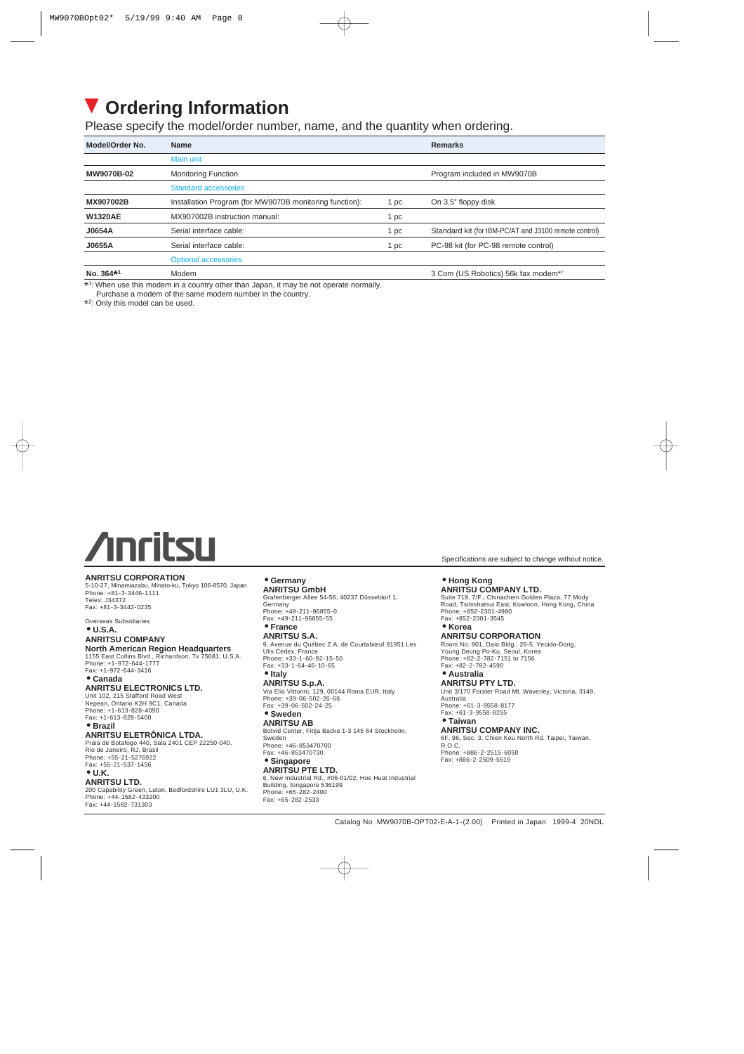# Ordering Information

Please specify the model/order number, name, and the quantity when ordering.

| Model/Order No. | Name | | Remarks |
|---|---|---|---|
| | Main unit | | |
| **MW9070B-02** | Monitoring Function | | Program included in MW9070B |
| | Standard accessories | | |
| **MX907002B** | Installation Program (for MW9070B monitoring function): | 1 pc | On 3.5" floppy disk |
| **W1320AE** | MX907002B instruction manual: | 1 pc | |
| **J0654A** | Serial interface cable: | 1 pc | Standard kit (for IBM-PC/AT and J3100 remote control) |
| **J0655A** | Serial interface cable: | 1 pc | PC-98 kit (for PC-98 remote control) |
| | Optional accessories | | |
| **No. 364*1** | Modem | | 3 Com (US Robotics) 56k fax modem*2 |

*1: When use this modem in a country other than Japan, it may be not operate normally.
Purchase a modem of the same modem number in the country.

*2: Only this model can be used.

Anritsu

Specifications are subject to change without notice.

**ANRITSU CORPORATION**
5-10-27, Minamiazabu, Minato-ku, Tokyo 106-8570, Japan
Phone: +81-3-3446-1111
Telex: J34372
Fax: +81-3-3442-0235

Overseas Subsidiaries

**• U.S.A.**
**ANRITSU COMPANY**
**North American Region Headquarters**
1155 East Collins Blvd., Richardson, Tx 75081, U.S.A.
Phone: +1-972-644-1777
Fax: +1-972-644-3416

**• Canada**
**ANRITSU ELECTRONICS LTD.**
Unit 102, 215 Stafford Road West
Nepean, Ontario K2H 9C1, Canada
Phone: +1-613-828-4090
Fax: +1-613-828-5400

**• Brazil**
**ANRITSU ELETRÔNICA LTDA.**
Praia de Botafogo 440, Sala 2401 CEP 22250-040,
Rio de Janeiro, RJ, Brasil
Phone: +55-21-5276922
Fax: +55-21-537-1456

**• U.K.**
**ANRITSU LTD.**
200 Capability Green, Luton, Bedfordshire LU1 3LU, U.K.
Phone: +44-1582-433200
Fax: +44-1582-731303

**• Germany**
**ANRITSU GmbH**
Grafenberger Allee 54-56, 40237 Düsseldorf 1,
Germany
Phone: +49-211-96855-0
Fax: +49-211-96855-55

**• France**
**ANRITSU S.A.**
9, Avenue du Québec Z.A. de Courtabœuf 91951 Les
Ulis Cedex, France
Phone: +33-1-60-92-15-50
Fax: +33-1-64-46-10-65

**• Italy**
**ANRITSU S.p.A.**
Via Elio Vittorini, 129, 00144 Roma EUR, Italy
Phone: +39-06-502-26-66
Fax: +39-06-502-24-25

**• Sweden**
**ANRITSU AB**
Botvid Center, Fittja Backe 1-3 145 84 Stockholm,
Sweden
Phone: +46-853470700
Fax: +46-853470730

**• Singapore**
**ANRITSU PTE LTD.**
6, New Industrial Rd., #06-01/02, Hoe Huat Industrial
Building, Singapore 536199
Phone: +65-282-2400
Fax: +65-282-2533

**• Hong Kong**
**ANRITSU COMPANY LTD.**
Suite 719, 7/F., Chinachem Golden Plaza, 77 Mody
Road, Tsimshatsui East, Kowloon, Hong Kong, China
Phone: +852-2301-4980
Fax: +852-2301-3545

**• Korea**
**ANRITSU CORPORATION**
Room No. 901, Daio Bldg., 26-5, Yeoido-Dong,
Young Deung Po-Ku, Seoul, Korea
Phone: +82-2-782-7151 to 7156
Fax: +82-2-782-4590

**• Australia**
**ANRITSU PTY LTD.**
Unit 3/170 Forster Road Mt. Waverley, Victoria, 3149,
Australia
Phone: +61-3-9558-8177
Fax: +61-3-9558-8255

**• Taiwan**
**ANRITSU COMPANY INC.**
6F, 96, Sec. 3, Chien Kou North Rd. Taipei, Taiwan,
R.O.C.
Phone: +886-2-2515-6050
Fax: +886-2-2509-5519

Catalog No. MW9070B-OPT02-E-A-1-(2.00) Printed in Japan 1999-4 20NDL